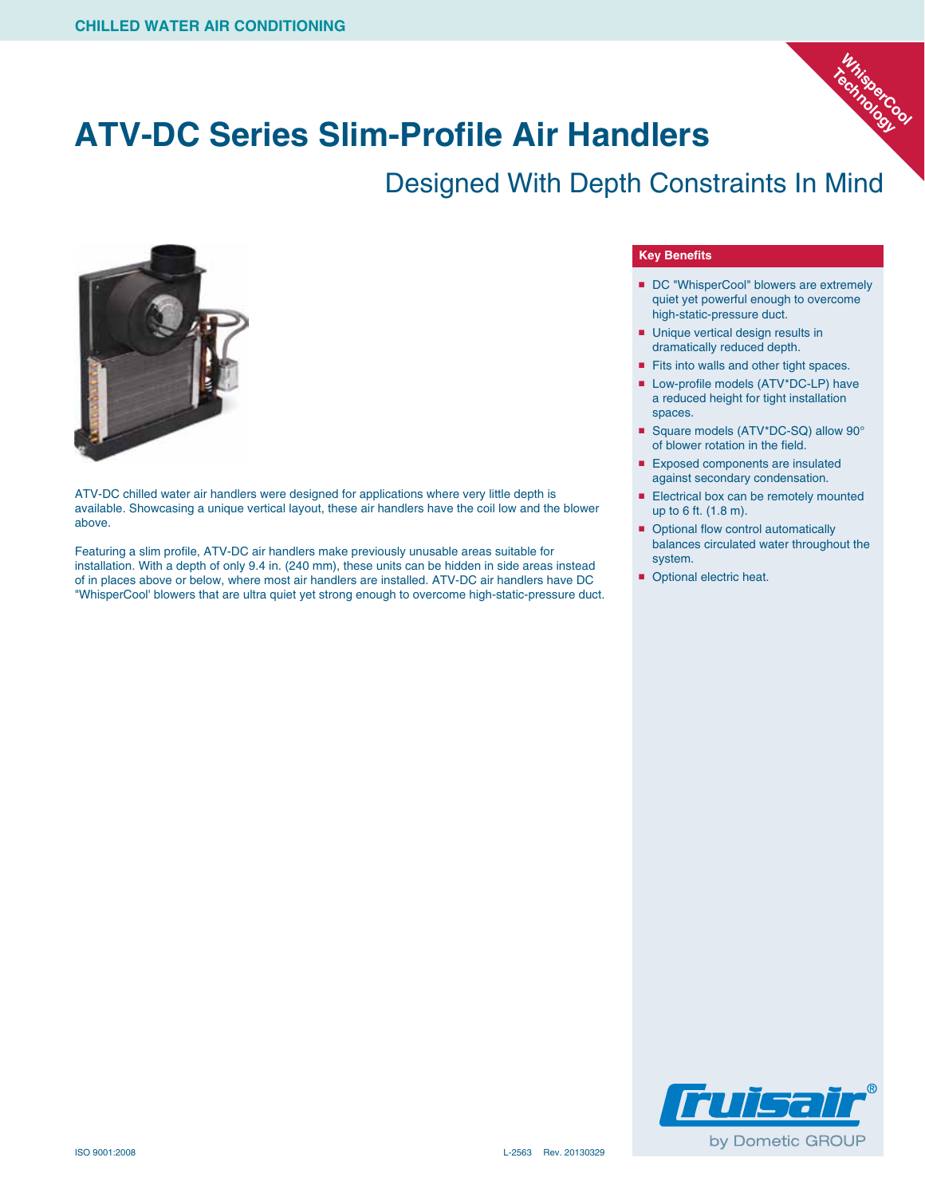CHILLED WATER AIR CONDITIONING

WhisperCool Technology

# ATV-DC Series Slim-Profile Air Handlers

## Designed With Depth Constraints In Mind

ATV-DC chilled water air handlers were designed for applications where very little depth is available. Showcasing a unique vertical layout, these air handlers have the coil low and the blower above.

Featuring a slim profile, ATV-DC air handlers make previously unusable areas suitable for installation. With a depth of only 9.4 in. (240 mm), these units can be hidden in side areas instead of in places above or below, where most air handlers are installed. ATV-DC air handlers have DC "WhisperCool' blowers that are ultra quiet yet strong enough to overcome high-static-pressure duct.

### Key Benefits

- DC "WhisperCool" blowers are extremely quiet yet powerful enough to overcome high-static-pressure duct.
- Unique vertical design results in dramatically reduced depth.
- Fits into walls and other tight spaces.
- Low-profile models (ATV*DC-LP) have a reduced height for tight installation spaces.
- Square models (ATV*DC-SQ) allow 90° of blower rotation in the field.
- Exposed components are insulated against secondary condensation.
- Electrical box can be remotely mounted up to 6 ft. (1.8 m).
- Optional flow control automatically balances circulated water throughout the system.
- Optional electric heat.

Cruisair® by Dometic GROUP

ISO 9001:2008

L-2563 Rev. 20130329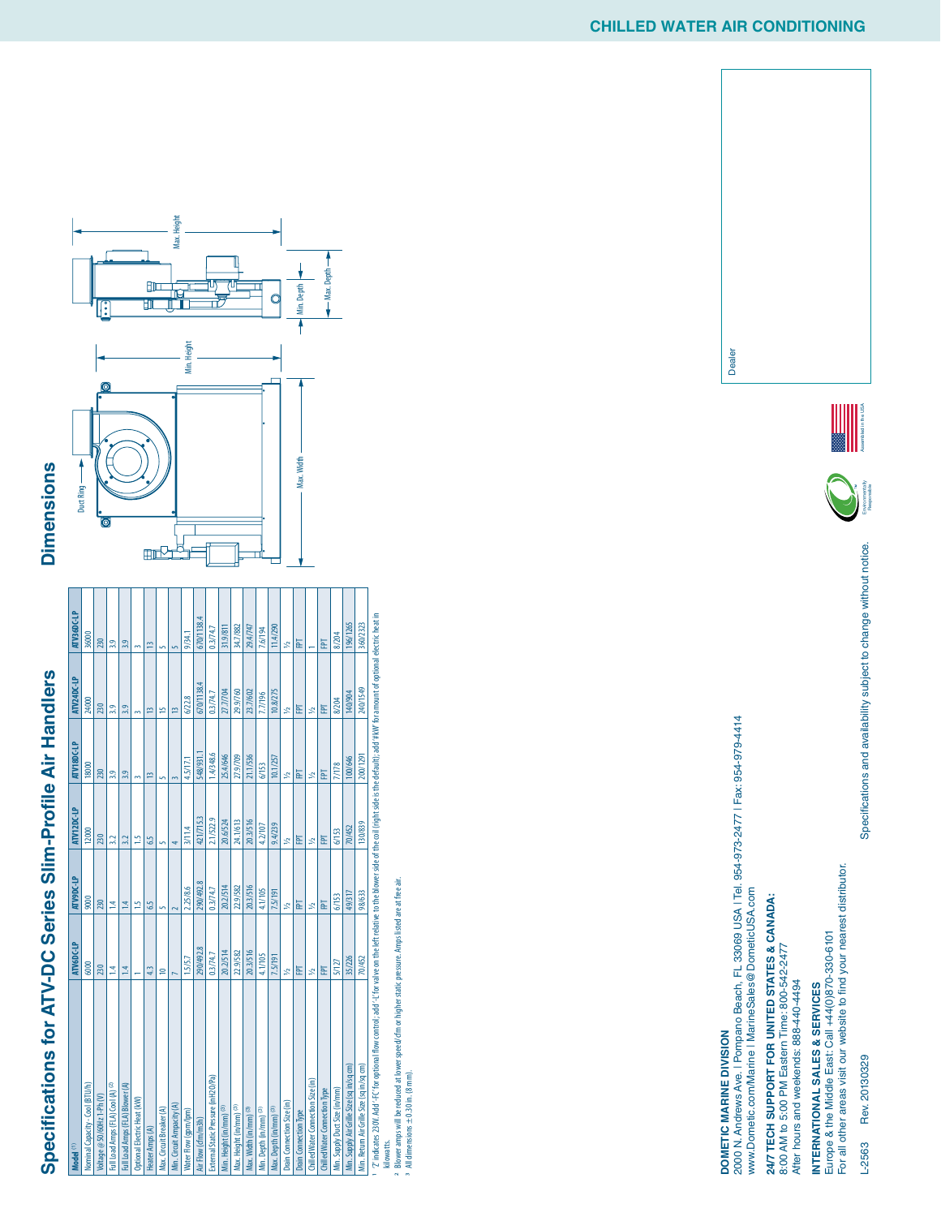## Specifications for ATV-DC Series Slim-Profile Air Handlers

| Model [1] | ATV6DC-LP | ATV9DC-LP | ATV12DC-LP | ATV18DC-LP | ATV24DC-LP | ATV36DC-LP |
|---|---|---|---|---|---|---|
| Nominal Capacity - Cool (BTU/h) | 6000 | 9000 | 12000 | 18000 | 24000 | 36000 |
| Voltage @ 50/60Hz 1-Ph (V) | 230 | 230 | 230 | 230 | 230 | 230 |
| Full Load Amps (FLA) Cool (A) [2] | 1.4 | 1.4 | 3.2 | 3.9 | 3.9 | 3.9 |
| Full Load Amps (FLA) Blower (A) | 1.4 | 1.4 | 3.2 | 3.9 | 3.9 | 3.9 |
| Optional Electric Heat (kW) | 1 | 1.5 | 1.5 | 3 | 3 | 3 |
| Heater Amps (A) | 4.3 | 6.5 | 6.5 | 13 | 13 | 13 |
| Max. Circuit Breaker (A) | 10 | 5 | 5 | 5 | 15 | 5 |
| Min. Circuit Ampacity (A) | 7 | 2 | 4 | 3 | 13 | 5 |
| Water Flow (gpm/lpm) | 1.5/5.7 | 2.25/8.6 | 3/11.4 | 4.5/17.1 | 6/22.8 | 9/34.1 |
| Air Flow (cfm/m3h) | 290/492.8 | 290/492.8 | 421/715.3 | 548/931.1 | 670/1138.4 | 670/1138.4 |
| External Static Pressure (inH2O/Pa) | 0.3/74.7 | 0.3/74.7 | 2.1/522.9 | 1.4/348.6 | 0.3/74.7 | 0.3/74.7 |
| Min. Height (in/mm) [3] | 20.2/514 | 20.2/514 | 20.6/524 | 25.4/646 | 27.7/704 | 31.9/811 |
| Max. Height (in/mm) [3] | 22.9/582 | 22.9/582 | 24.1/613 | 27.9/709 | 29.9/760 | 34.7/882 |
| Max. Width (in/mm) [3] | 20.3/516 | 20.3/516 | 20.3/516 | 21.1/536 | 23.7/602 | 29.4/747 |
| Min. Depth (in/mm) [3] | 4.1/105 | 4.1/105 | 4.2/107 | 6/153 | 7.7/196 | 7.6/194 |
| Max. Depth (in/mm) [3] | 7.5/191 | 7.5/191 | 9.4/239 | 10.1/257 | 10.8/275 | 11.4/290 |
| Drain Connection Size (in) | ½ | ½ | ½ | ½ | ½ | ½ |
| Drain Connection Type | FPT | FPT | FPT | FPT | FPT | FPT |
| Chilled Water Connection Size (in) | ½ | ½ | ½ | ½ | ½ | 1 |
| Chilled Water Connection Type | FPT | FPT | FPT | FPT | FPT | FPT |
| Min. Supply Duct Size (in/mm) | 5/127 | 6/153 | 6/153 | 7/178 | 8/204 | 8/204 |
| Min. Supply Air Grille Size (sq in/sq cm) | 35/226 | 49/317 | 70/452 | 100/646 | 140/904 | 196/1265 |
| Min. Return Air Grille Size (sq in/sq cm) | 70/452 | 98/633 | 130/839 | 200/1291 | 240/1549 | 360/2323 |

1 'Z' indicates 230V. Add -FC for optional flow control; add '-L' for valve on the left relative to the blower side of the coil (right side is the default); add '#kW' for amount of optional electric heat in kilowatts.
2 Blower amps will be reduced at lower speed/cfm or higher static pressure. Amps listed are at free air.
3 All dimensions ± 0.30 in. (8 mm).

## Dimensions

Duct Ring
Max. Width
Min. Height
Max. Height
Min. Depth
Max. Depth

Dealer

Environmentally Responsible

Assembled in the USA

**DOMETIC MARINE DIVISION**
2000 N. Andrews Ave. | Pompano Beach, FL 33069 USA | Tel. 954-973-2477 | Fax: 954-979-4414
www.Dometic.com/Marine | MarineSales@DometicUSA.com

**24/7 TECH SUPPORT FOR UNITED STATES & CANADA:**
8:00 AM to 5:00 PM Eastern Time: 800-542-2477
After hours and weekends: 888-440-4494

**INTERNATIONAL SALES & SERVICES**
Europe & the Middle East: Call +44(0)870-330-6101
For all other areas visit our website to find your nearest distributor.

L-2563 Rev. 20130329

Specifications and availability subject to change without notice.